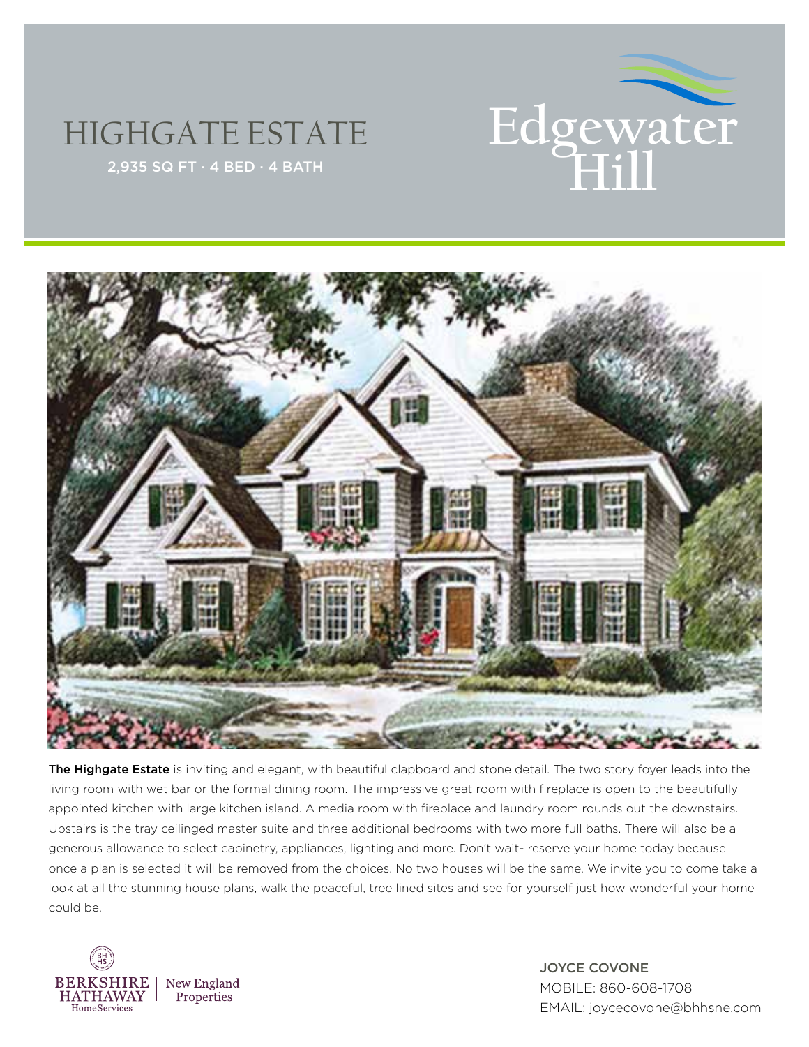# HIGHGATE ESTATE

2,935 SQ FT · 4 BED · 4 BATH

Edgewater Hill

**The Highgate Estate** is inviting and elegant, with beautiful clapboard and stone detail. The two story foyer leads into the living room with wet bar or the formal dining room. The impressive great room with fireplace is open to the beautifully appointed kitchen with large kitchen island. A media room with fireplace and laundry room rounds out the downstairs. Upstairs is the tray ceilinged master suite and three additional bedrooms with two more full baths. There will also be a generous allowance to select cabinetry, appliances, lighting and more. Don't wait- reserve your home today because once a plan is selected it will be removed from the choices. No two houses will be the same. We invite you to come take a look at all the stunning house plans, walk the peaceful, tree lined sites and see for yourself just how wonderful your home could be.

BERKSHIRE HATHAWAY HomeServices | New England Properties

JOYCE COVONE
MOBILE: 860-608-1708
EMAIL: joycecovone@bhhsne.com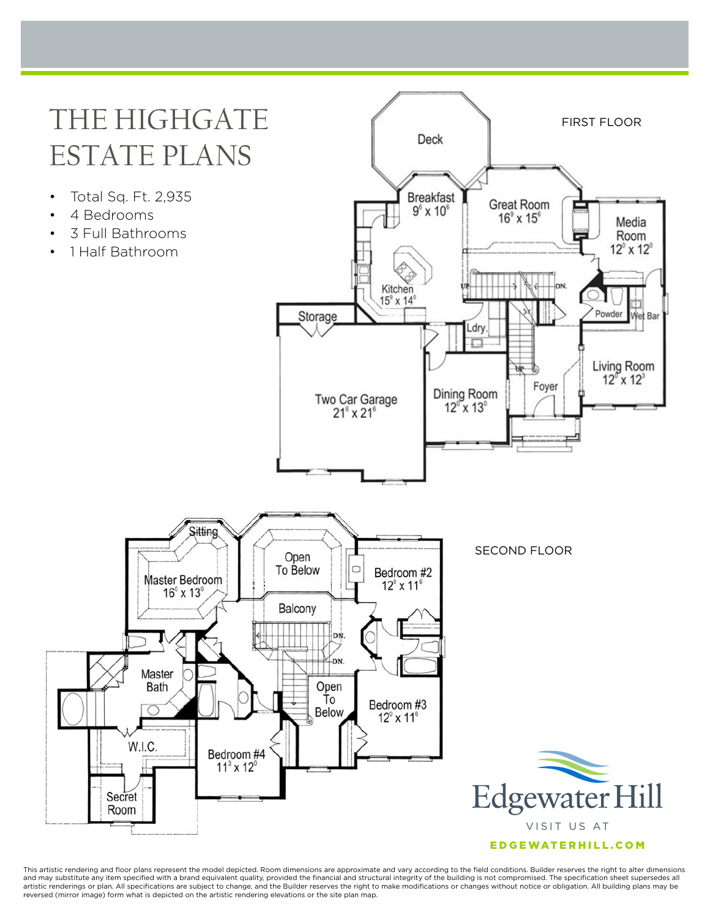# THE HIGHGATE ESTATE PLANS

- Total Sq. Ft. 2,935
- 4 Bedrooms
- 3 Full Bathrooms
- 1 Half Bathroom

FIRST FLOOR

Deck

Breakfast
$9^6$ x $10^6$

Great Room
$16^9$ x $15^6$

Media Room
$12^0$ x $12^0$

Kitchen
$15^9$ x $14^0$

Storage

Ldry.

Powder

Wet Bar

Two Car Garage
$21^6$ x $21^6$

Dining Room
$12^0$ x $13^0$

Foyer

Living Room
$12^0$ x $12^3$

SECOND FLOOR

Sitting

Master Bedroom
$16^0$ x $13^0$

Open To Below

Bedroom #2
$12^0$ x $11^6$

Balcony

Master Bath

Open To Below

Bedroom #3
$12^0$ x $11^6$

W.I.C.

Bedroom #4
$11^3$ x $12^0$

Secret Room

Edgewater Hill

VISIT US AT

**EDGEWATERHILL.COM**

This artistic rendering and floor plans represent the model depicted. Room dimensions are approximate and vary according to the field conditions. Builder reserves the right to alter dimensions and may substitute any item specified with a brand equivalent quality, provided the financial and structural integrity of the building is not compromised. The specification sheet supersedes all artistic renderings or plan. All specifications are subject to change, and the Builder reserves the right to make modifications or changes without notice or obligation. All building plans may be reversed (mirror image) form what is depicted on the artistic rendering elevations or the site plan map.